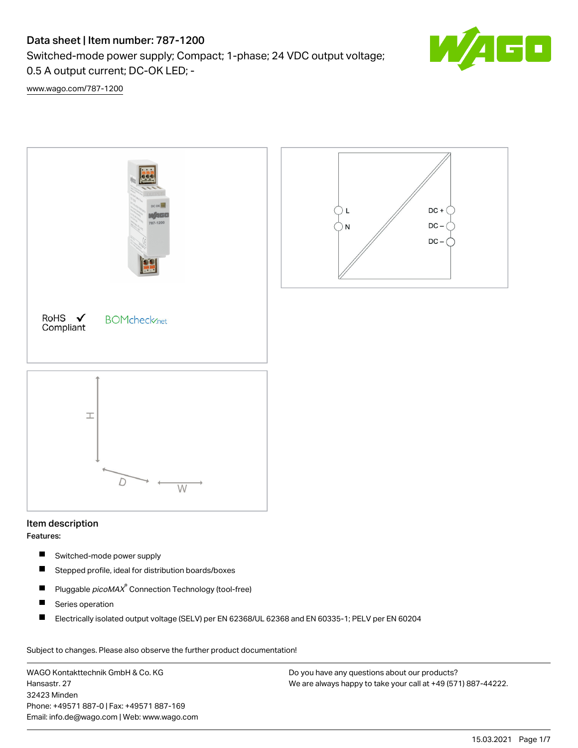# Data sheet | Item number: 787-1200

Switched-mode power supply; Compact; 1-phase; 24 VDC output voltage; 0.5 A output current; DC-OK LED; -

www.wago.com/787-1200

RoHS Compliant

L
N
DC +
DC –
DC –

H
D
W

## Item description

**Features:**

- Switched-mode power supply
- Stepped profile, ideal for distribution boards/boxes
- Pluggable *picoMAX*® Connection Technology (tool-free)
- Series operation
- Electrically isolated output voltage (SELV) per EN 62368/UL 62368 and EN 60335-1; PELV per EN 60204

Subject to changes. Please also observe the further product documentation!

WAGO Kontakttechnik GmbH & Co. KG
Hansastr. 27
32423 Minden
Phone: +49571 887-0 | Fax: +49571 887-169
Email: info.de@wago.com | Web: www.wago.com

Do you have any questions about our products?
We are always happy to take your call at +49 (571) 887-44222.

15.03.2021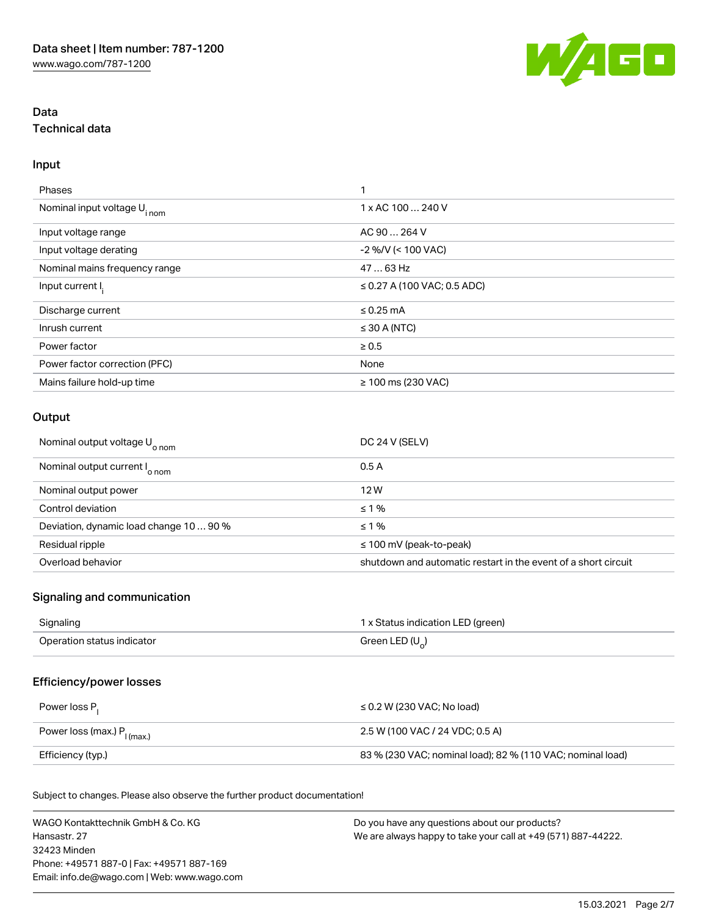Data sheet | Item number: 787-1200
www.wago.com/787-1200

# Data

## Technical data

### Input

| | |
|---|---|
| Phases | 1 |
| Nominal input voltage $U_{i\,nom}$ | 1 x AC 100 … 240 V |
| Input voltage range | AC 90 … 264 V |
| Input voltage derating | -2 %/V (< 100 VAC) |
| Nominal mains frequency range | 47 … 63 Hz |
| Input current $I_i$ | ≤ 0.27 A (100 VAC; 0.5 ADC) |
| Discharge current | ≤ 0.25 mA |
| Inrush current | ≤ 30 A (NTC) |
| Power factor | ≥ 0.5 |
| Power factor correction (PFC) | None |
| Mains failure hold-up time | ≥ 100 ms (230 VAC) |

### Output

| | |
|---|---|
| Nominal output voltage $U_{o\,nom}$ | DC 24 V (SELV) |
| Nominal output current $I_{o\,nom}$ | 0.5 A |
| Nominal output power | 12 W |
| Control deviation | ≤ 1 % |
| Deviation, dynamic load change 10 … 90 % | ≤ 1 % |
| Residual ripple | ≤ 100 mV (peak-to-peak) |
| Overload behavior | shutdown and automatic restart in the event of a short circuit |

### Signaling and communication

| | |
|---|---|
| Signaling | 1 x Status indication LED (green) |
| Operation status indicator | Green LED ($U_o$) |

### Efficiency/power losses

| | |
|---|---|
| Power loss $P_l$ | ≤ 0.2 W (230 VAC; No load) |
| Power loss (max.) $P_{l\,(max.)}$ | 2.5 W (100 VAC / 24 VDC; 0.5 A) |
| Efficiency (typ.) | 83 % (230 VAC; nominal load); 82 % (110 VAC; nominal load) |

Subject to changes. Please also observe the further product documentation!

WAGO Kontakttechnik GmbH & Co. KG
Hansastr. 27
32423 Minden
Phone: +49571 887-0 | Fax: +49571 887-169
Email: info.de@wago.com | Web: www.wago.com

Do you have any questions about our products?
We are always happy to take your call at +49 (571) 887-44222.

15.03.2021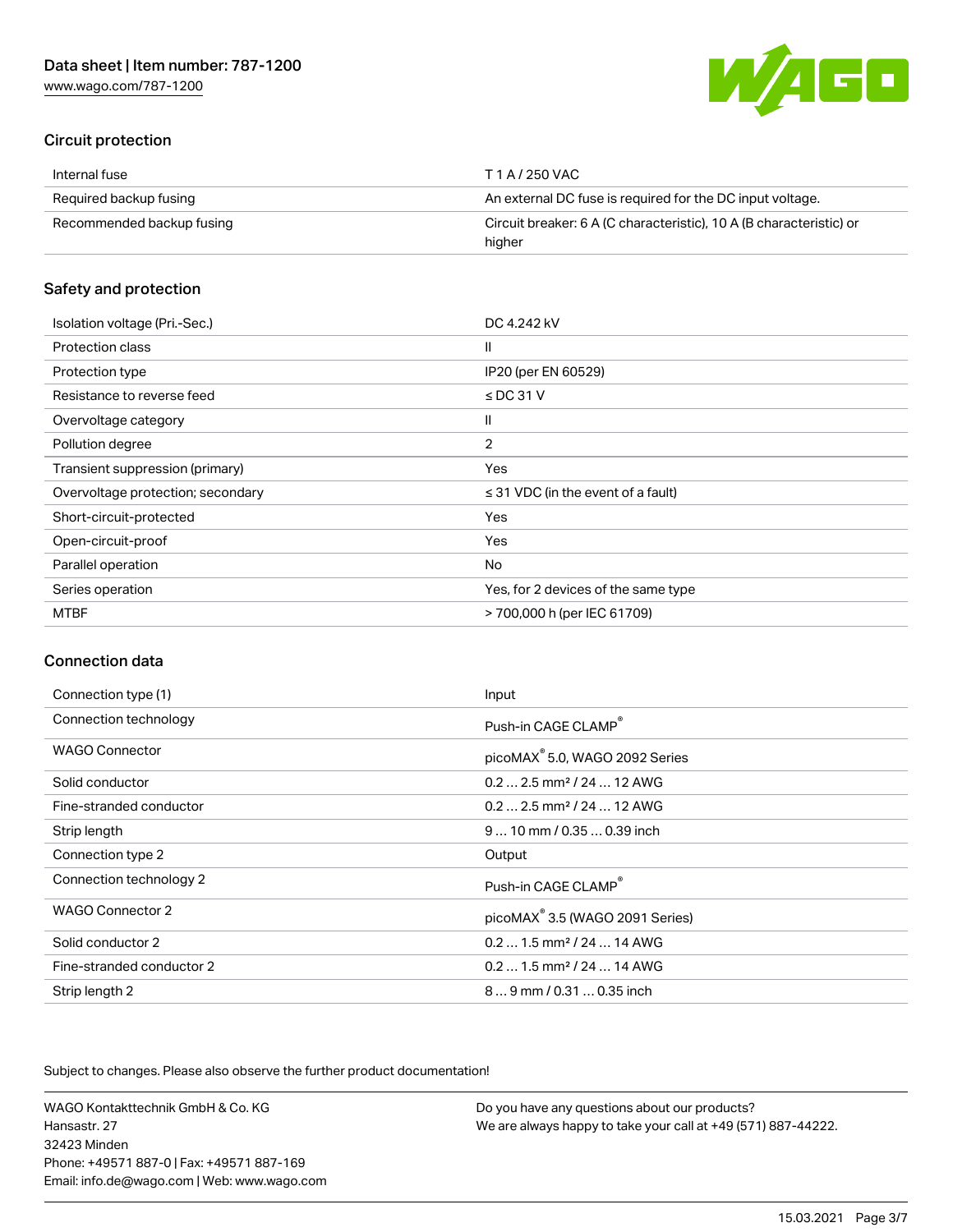## Circuit protection

| | |
|---|---|
| Internal fuse | T 1 A / 250 VAC |
| Required backup fusing | An external DC fuse is required for the DC input voltage. |
| Recommended backup fusing | Circuit breaker: 6 A (C characteristic), 10 A (B characteristic) or higher |

## Safety and protection

| | |
|---|---|
| Isolation voltage (Pri.-Sec.) | DC 4.242 kV |
| Protection class | II |
| Protection type | IP20 (per EN 60529) |
| Resistance to reverse feed | ≤ DC 31 V |
| Overvoltage category | II |
| Pollution degree | 2 |
| Transient suppression (primary) | Yes |
| Overvoltage protection; secondary | ≤ 31 VDC (in the event of a fault) |
| Short-circuit-protected | Yes |
| Open-circuit-proof | Yes |
| Parallel operation | No |
| Series operation | Yes, for 2 devices of the same type |
| MTBF | > 700,000 h (per IEC 61709) |

## Connection data

| | |
|---|---|
| Connection type (1) | Input |
| Connection technology | Push-in CAGE CLAMP® |
| WAGO Connector | picoMAX® 5.0, WAGO 2092 Series |
| Solid conductor | 0.2 … 2.5 mm² / 24 … 12 AWG |
| Fine-stranded conductor | 0.2 … 2.5 mm² / 24 … 12 AWG |
| Strip length | 9 … 10 mm / 0.35 … 0.39 inch |
| Connection type 2 | Output |
| Connection technology 2 | Push-in CAGE CLAMP® |
| WAGO Connector 2 | picoMAX® 3.5 (WAGO 2091 Series) |
| Solid conductor 2 | 0.2 … 1.5 mm² / 24 … 14 AWG |
| Fine-stranded conductor 2 | 0.2 … 1.5 mm² / 24 … 14 AWG |
| Strip length 2 | 8 … 9 mm / 0.31 … 0.35 inch |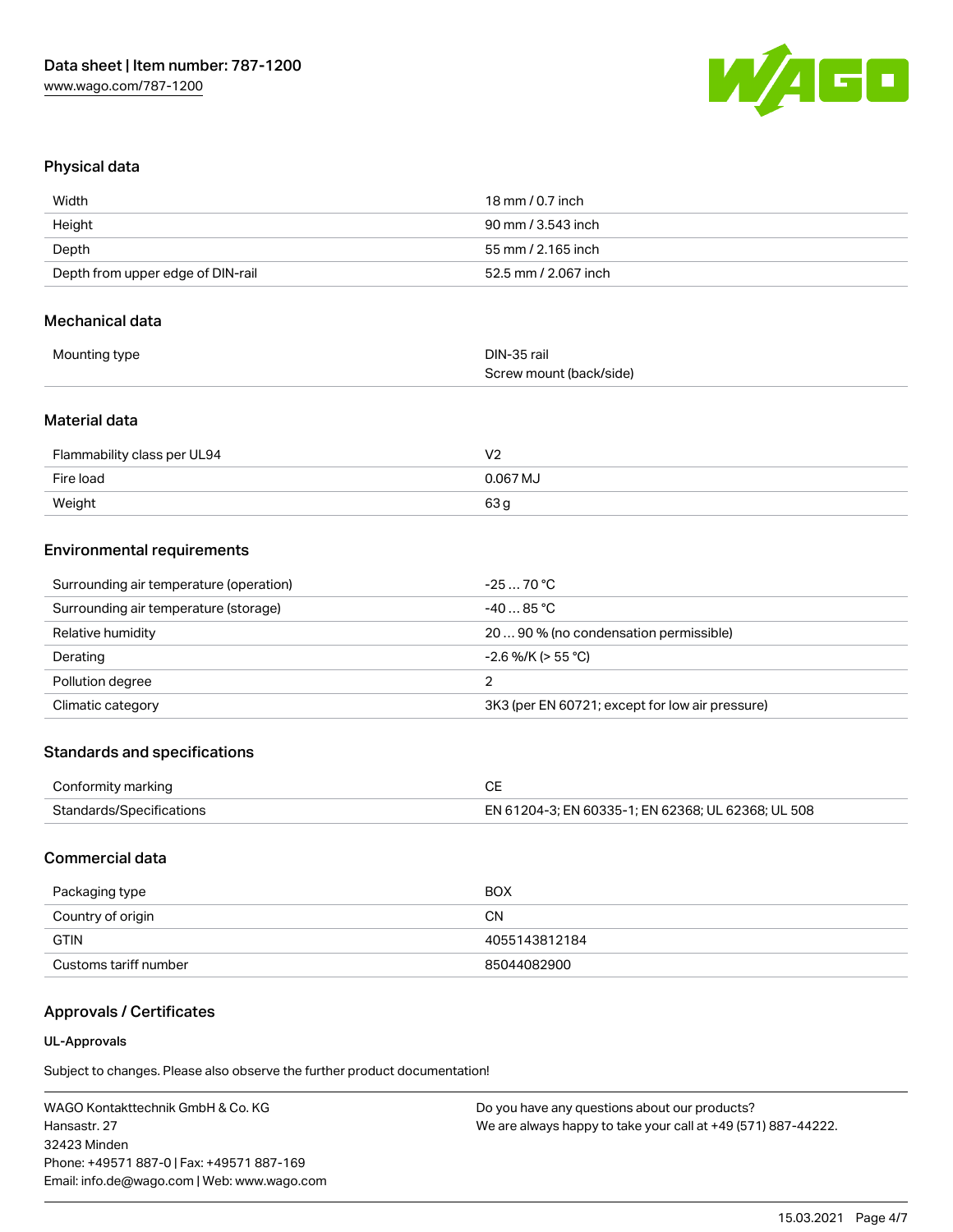## Physical data

| | |
|---|---|
| Width | 18 mm / 0.7 inch |
| Height | 90 mm / 3.543 inch |
| Depth | 55 mm / 2.165 inch |
| Depth from upper edge of DIN-rail | 52.5 mm / 2.067 inch |

## Mechanical data

| | |
|---|---|
| Mounting type | DIN-35 rail<br>Screw mount (back/side) |

## Material data

| | |
|---|---|
| Flammability class per UL94 | V2 |
| Fire load | 0.067 MJ |
| Weight | 63 g |

## Environmental requirements

| | |
|---|---|
| Surrounding air temperature (operation) | -25 … 70 °C |
| Surrounding air temperature (storage) | -40 … 85 °C |
| Relative humidity | 20 … 90 % (no condensation permissible) |
| Derating | -2.6 %/K (> 55 °C) |
| Pollution degree | 2 |
| Climatic category | 3K3 (per EN 60721; except for low air pressure) |

## Standards and specifications

| | |
|---|---|
| Conformity marking | CE |
| Standards/Specifications | EN 61204-3; EN 60335-1; EN 62368; UL 62368; UL 508 |

## Commercial data

| | |
|---|---|
| Packaging type | BOX |
| Country of origin | CN |
| GTIN | 4055143812184 |
| Customs tariff number | 85044082900 |

## Approvals / Certificates

### UL-Approvals

Subject to changes. Please also observe the further product documentation!

WAGO Kontakttechnik GmbH & Co. KG
Hansastr. 27
32423 Minden
Phone: +49571 887-0 | Fax: +49571 887-169
Email: info.de@wago.com | Web: www.wago.com

Do you have any questions about our products?
We are always happy to take your call at +49 (571) 887-44222.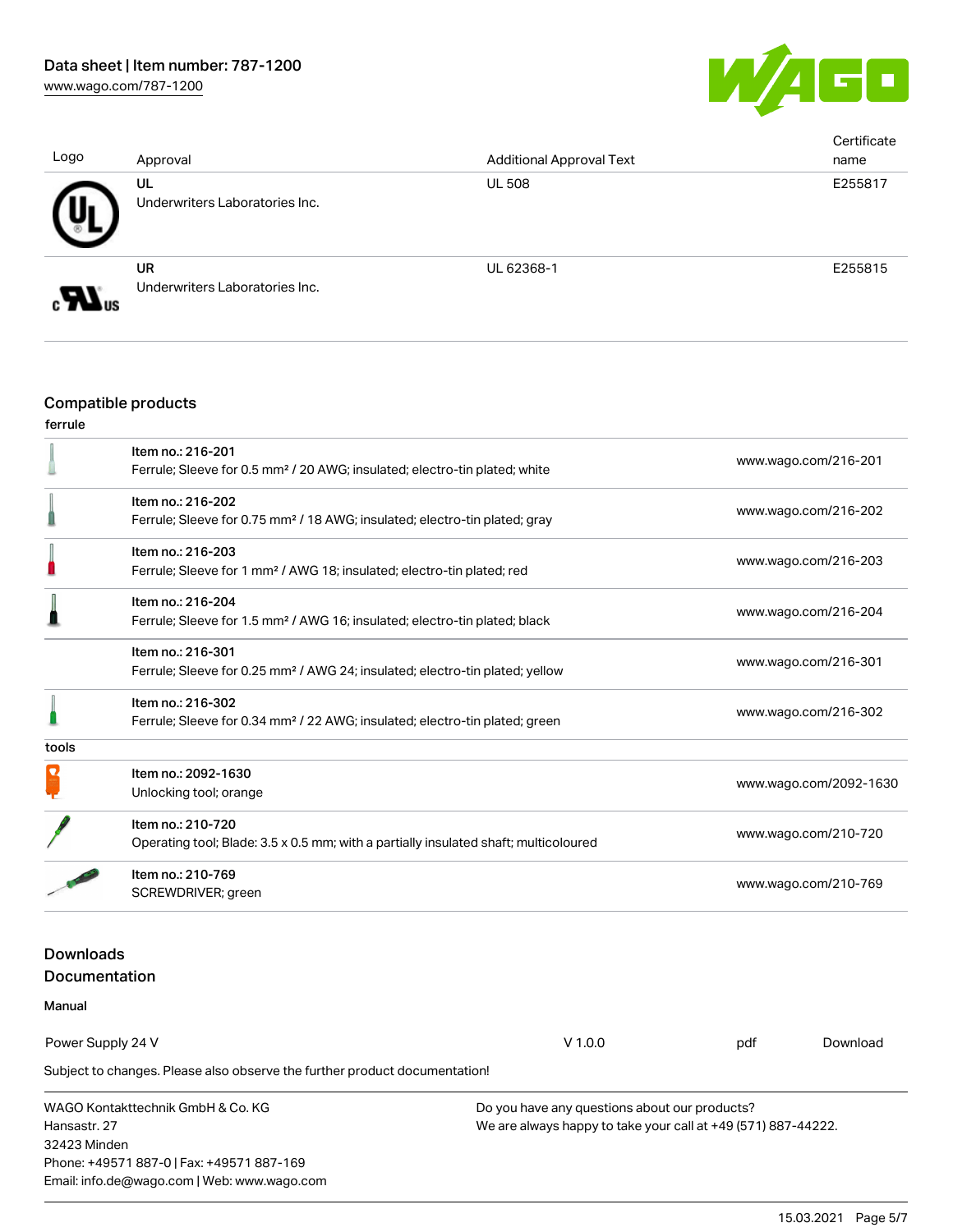| Logo | Approval | Additional Approval Text | Certificate name |
|---|---|---|---|
| | **UL**<br>Underwriters Laboratories Inc. | UL 508 | E255817 |
| | **UR**<br>Underwriters Laboratories Inc. | UL 62368-1 | E255815 |

## Compatible products

**ferrule**

| | | |
|---|---|---|
| | Item no.: 216-201<br>Ferrule; Sleeve for 0.5 mm² / 20 AWG; insulated; electro-tin plated; white | www.wago.com/216-201 |
| | Item no.: 216-202<br>Ferrule; Sleeve for 0.75 mm² / 18 AWG; insulated; electro-tin plated; gray | www.wago.com/216-202 |
| | Item no.: 216-203<br>Ferrule; Sleeve for 1 mm² / AWG 18; insulated; electro-tin plated; red | www.wago.com/216-203 |
| | Item no.: 216-204<br>Ferrule; Sleeve for 1.5 mm² / AWG 16; insulated; electro-tin plated; black | www.wago.com/216-204 |
| | Item no.: 216-301<br>Ferrule; Sleeve for 0.25 mm² / AWG 24; insulated; electro-tin plated; yellow | www.wago.com/216-301 |
| | Item no.: 216-302<br>Ferrule; Sleeve for 0.34 mm² / 22 AWG; insulated; electro-tin plated; green | www.wago.com/216-302 |

**tools**

| | | |
|---|---|---|
| | Item no.: 2092-1630<br>Unlocking tool; orange | www.wago.com/2092-1630 |
| | Item no.: 210-720<br>Operating tool; Blade: 3.5 x 0.5 mm; with a partially insulated shaft; multicoloured | www.wago.com/210-720 |
| | Item no.: 210-769<br>SCREWDRIVER; green | www.wago.com/210-769 |

## Downloads
## Documentation

**Manual**

| | | | |
|---|---|---|---|
| Power Supply 24 V | V 1.0.0 | pdf | Download |

Subject to changes. Please also observe the further product documentation!

WAGO Kontakttechnik GmbH & Co. KG
Hansastr. 27
32423 Minden
Phone: +49571 887-0 | Fax: +49571 887-169
Email: info.de@wago.com | Web: www.wago.com

Do you have any questions about our products?
We are always happy to take your call at +49 (571) 887-44222.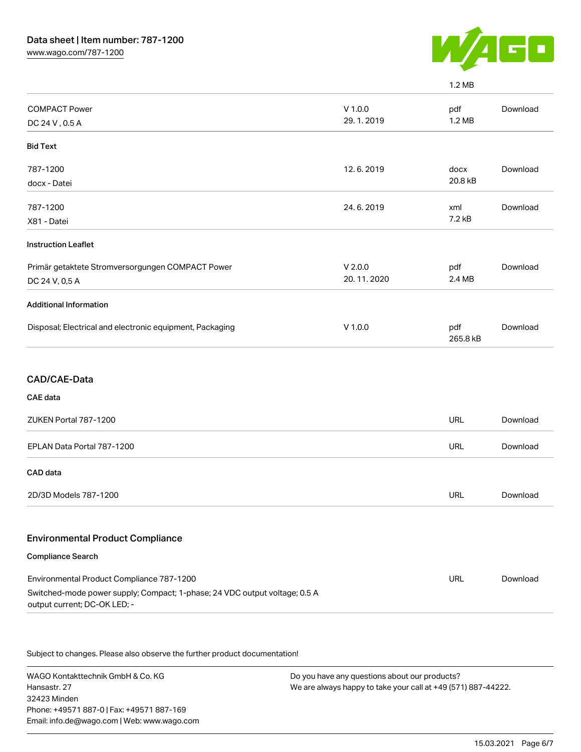1.2 MB

| | | | |
|---|---|---|---|
| COMPACT Power<br>DC 24 V , 0.5 A | V 1.0.0<br>29. 1. 2019 | pdf<br>1.2 MB | Download |
| **Bid Text** | | | |
| 787-1200<br>docx - Datei | 12. 6. 2019 | docx<br>20.8 kB | Download |
| 787-1200<br>X81 - Datei | 24. 6. 2019 | xml<br>7.2 kB | Download |
| **Instruction Leaflet** | | | |
| Primär getaktete Stromversorgungen COMPACT Power<br>DC 24 V, 0,5 A | V 2.0.0<br>20. 11. 2020 | pdf<br>2.4 MB | Download |
| **Additional Information** | | | |
| Disposal; Electrical and electronic equipment, Packaging | V 1.0.0 | pdf<br>265.8 kB | Download |

## CAD/CAE-Data

**CAE data**

| | | |
|---|---|---|
| ZUKEN Portal 787-1200 | URL | Download |
| EPLAN Data Portal 787-1200 | URL | Download |

**CAD data**

| | | |
|---|---|---|
| 2D/3D Models 787-1200 | URL | Download |

## Environmental Product Compliance

**Compliance Search**

| | | |
|---|---|---|
| Environmental Product Compliance 787-1200<br>Switched-mode power supply; Compact; 1-phase; 24 VDC output voltage; 0.5 A output current; DC-OK LED; - | URL | Download |

Subject to changes. Please also observe the further product documentation!

WAGO Kontakttechnik GmbH & Co. KG
Hansastr. 27
32423 Minden
Phone: +49571 887-0 | Fax: +49571 887-169
Email: info.de@wago.com | Web: www.wago.com

Do you have any questions about our products?
We are always happy to take your call at +49 (571) 887-44222.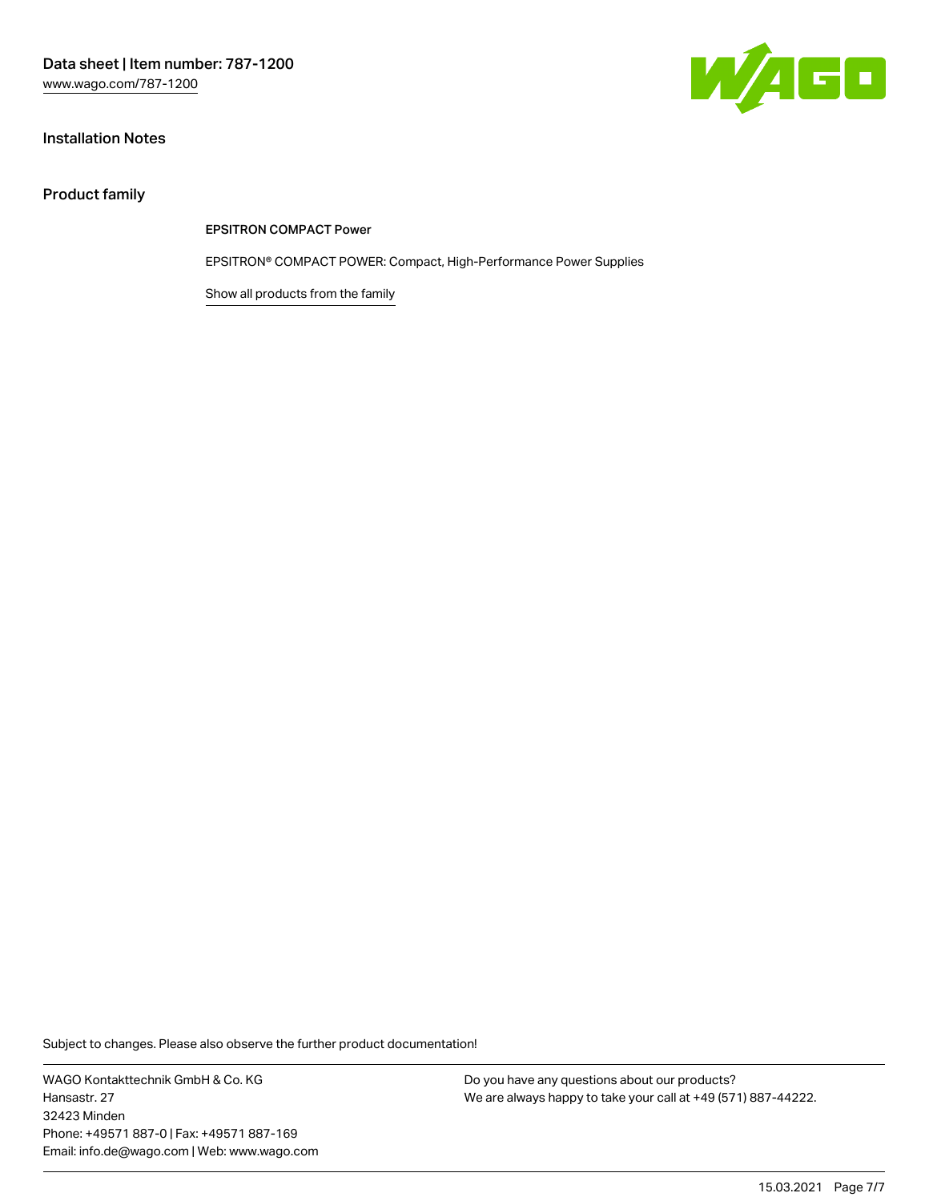## Installation Notes

## Product family

**EPSITRON COMPACT Power**

EPSITRON® COMPACT POWER: Compact, High-Performance Power Supplies

Show all products from the family